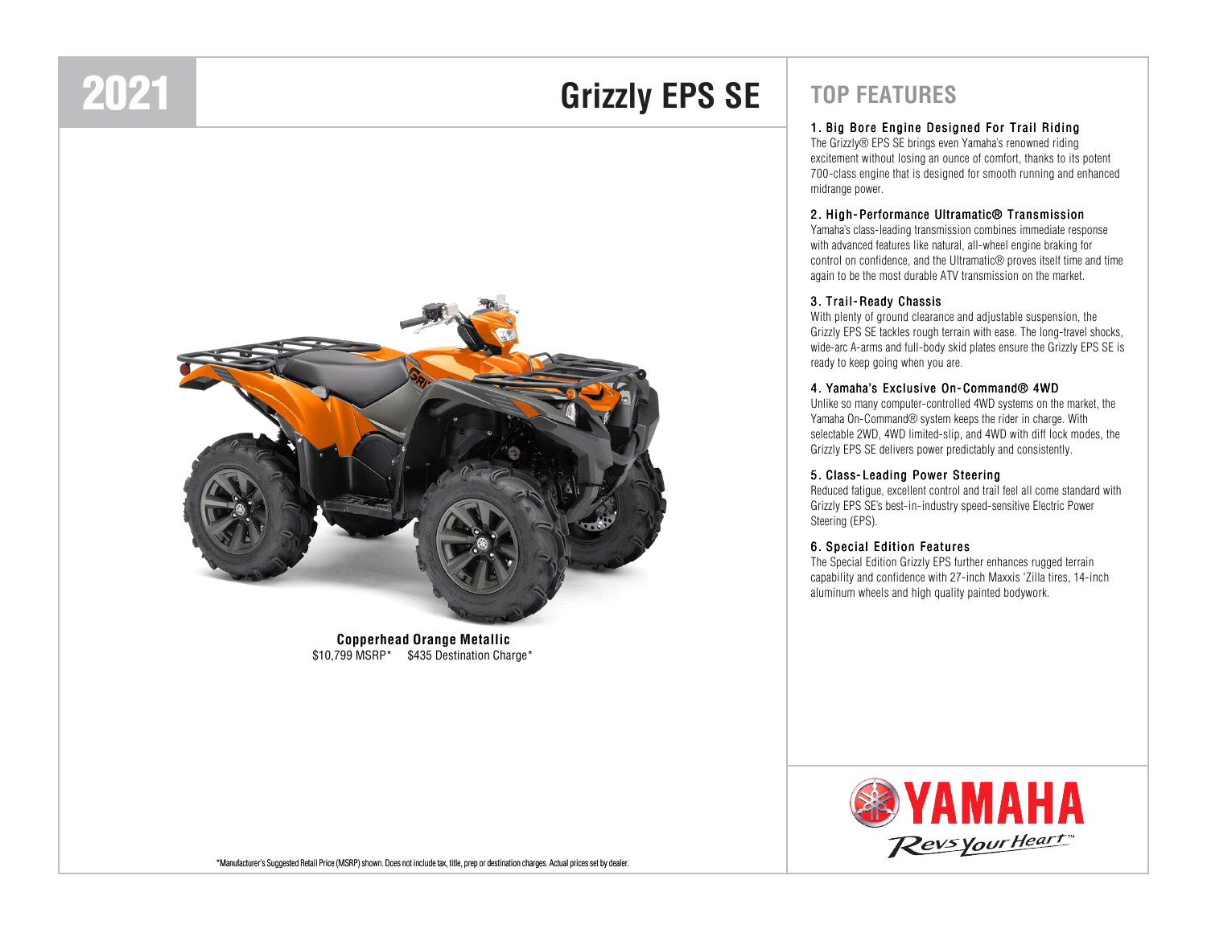# 2021 Grizzly EPS SE

**Copperhead Orange Metallic**
$10,799 MSRP*     $435 Destination Charge*

*Manufacturer's Suggested Retail Price (MSRP) shown. Does not include tax, title, prep or destination charges. Actual prices set by dealer.

## TOP FEATURES

### 1. Big Bore Engine Designed For Trail Riding

The Grizzly® EPS SE brings even Yamaha's renowned riding excitement without losing an ounce of comfort, thanks to its potent 700-class engine that is designed for smooth running and enhanced midrange power.

### 2. High-Performance Ultramatic® Transmission

Yamaha's class-leading transmission combines immediate response with advanced features like natural, all-wheel engine braking for control on confidence, and the Ultramatic® proves itself time and time again to be the most durable ATV transmission on the market.

### 3. Trail-Ready Chassis

With plenty of ground clearance and adjustable suspension, the Grizzly EPS SE tackles rough terrain with ease. The long-travel shocks, wide-arc A-arms and full-body skid plates ensure the Grizzly EPS SE is ready to keep going when you are.

### 4. Yamaha's Exclusive On-Command® 4WD

Unlike so many computer-controlled 4WD systems on the market, the Yamaha On-Command® system keeps the rider in charge. With selectable 2WD, 4WD limited-slip, and 4WD with diff lock modes, the Grizzly EPS SE delivers power predictably and consistently.

### 5. Class-Leading Power Steering

Reduced fatigue, excellent control and trail feel all come standard with Grizzly EPS SE's best-in-industry speed-sensitive Electric Power Steering (EPS).

### 6. Special Edition Features

The Special Edition Grizzly EPS further enhances rugged terrain capability and confidence with 27-inch Maxxis 'Zilla tires, 14-inch aluminum wheels and high quality painted bodywork.

YAMAHA
Revs Your Heart™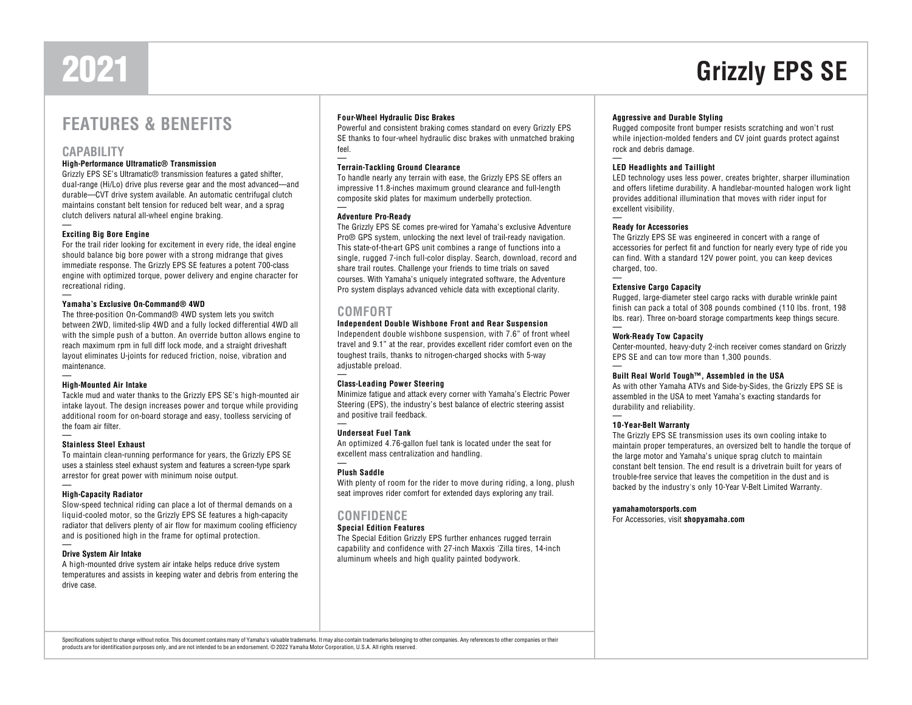# 2021 Grizzly EPS SE

## FEATURES & BENEFITS

### CAPABILITY

**High-Performance Ultramatic® Transmission**

Grizzly EPS SE's Ultramatic® transmission features a gated shifter, dual-range (Hi/Lo) drive plus reverse gear and the most advanced—and durable—CVT drive system available. An automatic centrifugal clutch maintains constant belt tension for reduced belt wear, and a sprag clutch delivers natural all-wheel engine braking.

**Exciting Big Bore Engine**

For the trail rider looking for excitement in every ride, the ideal engine should balance big bore power with a strong midrange that gives immediate response. The Grizzly EPS SE features a potent 700-class engine with optimized torque, power delivery and engine character for recreational riding.

**Yamaha's Exclusive On-Command® 4WD**

The three-position On-Command® 4WD system lets you switch between 2WD, limited-slip 4WD and a fully locked differential 4WD all with the simple push of a button. An override button allows engine to reach maximum rpm in full diff lock mode, and a straight driveshaft layout eliminates U-joints for reduced friction, noise, vibration and maintenance.

**High-Mounted Air Intake**

Tackle mud and water thanks to the Grizzly EPS SE's high-mounted air intake layout. The design increases power and torque while providing additional room for on-board storage and easy, toolless servicing of the foam air filter.

**Stainless Steel Exhaust**

To maintain clean-running performance for years, the Grizzly EPS SE uses a stainless steel exhaust system and features a screen-type spark arrestor for great power with minimum noise output.

**High-Capacity Radiator**

Slow-speed technical riding can place a lot of thermal demands on a liquid-cooled motor, so the Grizzly EPS SE features a high-capacity radiator that delivers plenty of air flow for maximum cooling efficiency and is positioned high in the frame for optimal protection.

**Drive System Air Intake**

A high-mounted drive system air intake helps reduce drive system temperatures and assists in keeping water and debris from entering the drive case.

**Four-Wheel Hydraulic Disc Brakes**

Powerful and consistent braking comes standard on every Grizzly EPS SE thanks to four-wheel hydraulic disc brakes with unmatched braking feel.

**Terrain-Tackling Ground Clearance**

To handle nearly any terrain with ease, the Grizzly EPS SE offers an impressive 11.8-inches maximum ground clearance and full-length composite skid plates for maximum underbelly protection.

**Adventure Pro-Ready**

The Grizzly EPS SE comes pre-wired for Yamaha's exclusive Adventure Pro® GPS system, unlocking the next level of trail-ready navigation. This state-of-the-art GPS unit combines a range of functions into a single, rugged 7-inch full-color display. Search, download, record and share trail routes. Challenge your friends to time trials on saved courses. With Yamaha's uniquely integrated software, the Adventure Pro system displays advanced vehicle data with exceptional clarity.

### COMFORT

**Independent Double Wishbone Front and Rear Suspension**

Independent double wishbone suspension, with 7.6" of front wheel travel and 9.1" at the rear, provides excellent rider comfort even on the toughest trails, thanks to nitrogen-charged shocks with 5-way adjustable preload.

**Class-Leading Power Steering**

Minimize fatigue and attack every corner with Yamaha's Electric Power Steering (EPS), the industry's best balance of electric steering assist and positive trail feedback.

**Underseat Fuel Tank**

An optimized 4.76-gallon fuel tank is located under the seat for excellent mass centralization and handling.

**Plush Saddle**

With plenty of room for the rider to move during riding, a long, plush seat improves rider comfort for extended days exploring any trail.

### CONFIDENCE

**Special Edition Features**

The Special Edition Grizzly EPS further enhances rugged terrain capability and confidence with 27-inch Maxxis 'Zilla tires, 14-inch aluminum wheels and high quality painted bodywork.

**Aggressive and Durable Styling**

Rugged composite front bumper resists scratching and won't rust while injection-molded fenders and CV joint guards protect against rock and debris damage.

**LED Headlights and Taillight**

LED technology uses less power, creates brighter, sharper illumination and offers lifetime durability. A handlebar-mounted halogen work light provides additional illumination that moves with rider input for excellent visibility.

**Ready for Accessories**

The Grizzly EPS SE was engineered in concert with a range of accessories for perfect fit and function for nearly every type of ride you can find. With a standard 12V power point, you can keep devices charged, too.

**Extensive Cargo Capacity**

Rugged, large-diameter steel cargo racks with durable wrinkle paint finish can pack a total of 308 pounds combined (110 lbs. front, 198 lbs. rear). Three on-board storage compartments keep things secure.

**Work-Ready Tow Capacity**

Center-mounted, heavy-duty 2-inch receiver comes standard on Grizzly EPS SE and can tow more than 1,300 pounds.

**Built Real World Tough™, Assembled in the USA**

As with other Yamaha ATVs and Side-by-Sides, the Grizzly EPS SE is assembled in the USA to meet Yamaha's exacting standards for durability and reliability.

**10-Year-Belt Warranty**

The Grizzly EPS SE transmission uses its own cooling intake to maintain proper temperatures, an oversized belt to handle the torque of the large motor and Yamaha's unique sprag clutch to maintain constant belt tension. The end result is a drivetrain built for years of trouble-free service that leaves the competition in the dust and is backed by the industry's only 10-Year V-Belt Limited Warranty.

**yamahamotorsports.com**

For Accessories, visit **shopyamaha.com**

Specifications subject to change without notice. This document contains many of Yamaha's valuable trademarks. It may also contain trademarks belonging to other companies. Any references to other companies or their products are for identification purposes only, and are not intended to be an endorsement. © 2022 Yamaha Motor Corporation, U.S.A. All rights reserved.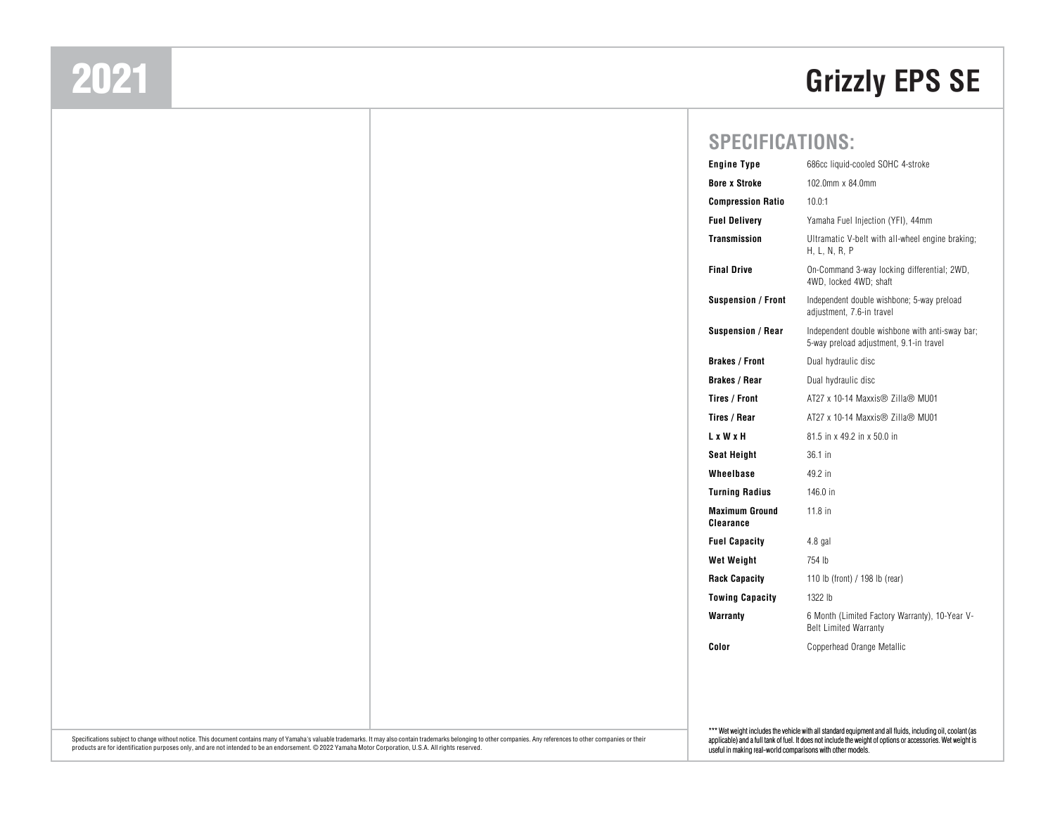# 2021 Grizzly EPS SE

## SPECIFICATIONS:

| | |
|---|---|
| **Engine Type** | 686cc liquid-cooled SOHC 4-stroke |
| **Bore x Stroke** | 102.0mm x 84.0mm |
| **Compression Ratio** | 10.0:1 |
| **Fuel Delivery** | Yamaha Fuel Injection (YFI), 44mm |
| **Transmission** | Ultramatic V-belt with all-wheel engine braking; H, L, N, R, P |
| **Final Drive** | On-Command 3-way locking differential; 2WD, 4WD, locked 4WD; shaft |
| **Suspension / Front** | Independent double wishbone; 5-way preload adjustment, 7.6-in travel |
| **Suspension / Rear** | Independent double wishbone with anti-sway bar; 5-way preload adjustment, 9.1-in travel |
| **Brakes / Front** | Dual hydraulic disc |
| **Brakes / Rear** | Dual hydraulic disc |
| **Tires / Front** | AT27 x 10-14 Maxxis® Zilla® MU01 |
| **Tires / Rear** | AT27 x 10-14 Maxxis® Zilla® MU01 |
| **L x W x H** | 81.5 in x 49.2 in x 50.0 in |
| **Seat Height** | 36.1 in |
| **Wheelbase** | 49.2 in |
| **Turning Radius** | 146.0 in |
| **Maximum Ground Clearance** | 11.8 in |
| **Fuel Capacity** | 4.8 gal |
| **Wet Weight** | 754 lb |
| **Rack Capacity** | 110 lb (front) / 198 lb (rear) |
| **Towing Capacity** | 1322 lb |
| **Warranty** | 6 Month (Limited Factory Warranty), 10-Year V-Belt Limited Warranty |
| **Color** | Copperhead Orange Metallic |

Specifications subject to change without notice. This document contains many of Yamaha's valuable trademarks. It may also contain trademarks belonging to other companies. Any references to other companies or their products are for identification purposes only, and are not intended to be an endorsement. © 2022 Yamaha Motor Corporation, U.S.A. All rights reserved.

*** Wet weight includes the vehicle with all standard equipment and all fluids, including oil, coolant (as applicable) and a full tank of fuel. It does not include the weight of options or accessories. Wet weight is useful in making real-world comparisons with other models.